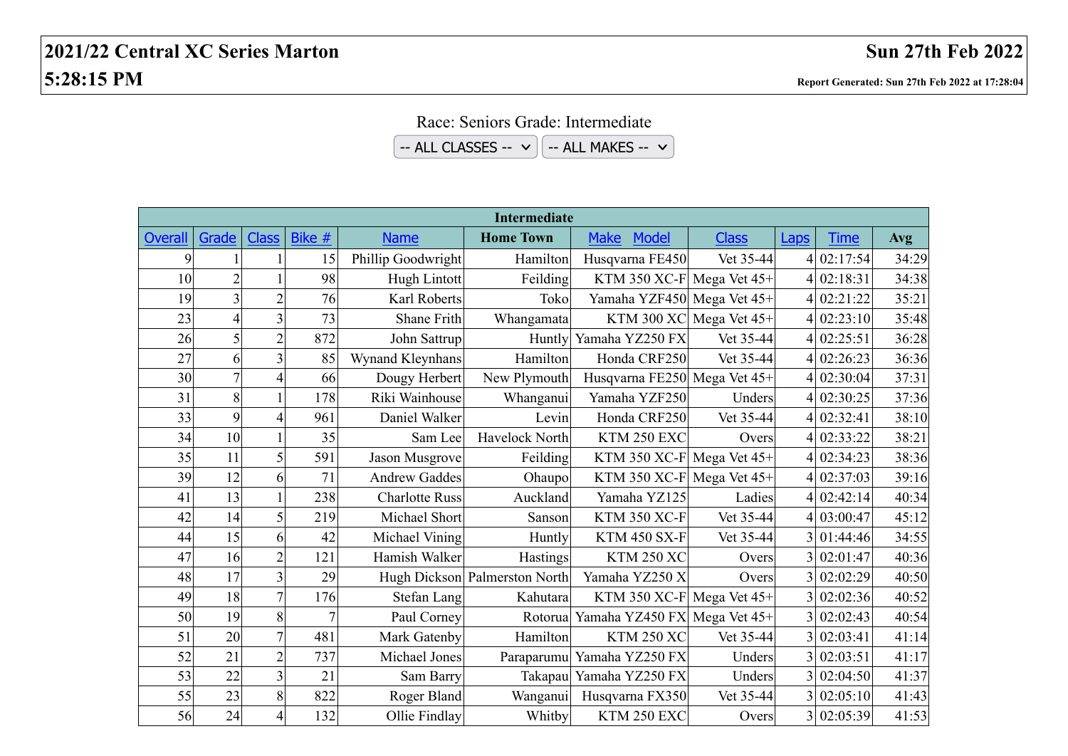# 2021/22 Central XC Series Marton

**Sun 27th Feb 2022**

**5:28:15 PM**

**Report Generated: Sun 27th Feb 2022 at 17:28:04**

Race: Seniors Grade: Intermediate

-- ALL CLASSES -- -- ALL MAKES --

| Intermediate | | | | | | | | | | |
|---|---|---|---|---|---|---|---|---|---|---|
| Overall | Grade | Class | Bike # | Name | Home Town | Make Model | Class | Laps | Time | Avg |
| 9 | 1 | 1 | 15 | Phillip Goodwright | Hamilton | Husqvarna FE450 | Vet 35-44 | 4 | 02:17:54 | 34:29 |
| 10 | 2 | 1 | 98 | Hugh Lintott | Feilding | KTM 350 XC-F | Mega Vet 45+ | 4 | 02:18:31 | 34:38 |
| 19 | 3 | 2 | 76 | Karl Roberts | Toko | Yamaha YZF450 | Mega Vet 45+ | 4 | 02:21:22 | 35:21 |
| 23 | 4 | 3 | 73 | Shane Frith | Whangamata | KTM 300 XC | Mega Vet 45+ | 4 | 02:23:10 | 35:48 |
| 26 | 5 | 2 | 872 | John Sattrup | Huntly | Yamaha YZ250 FX | Vet 35-44 | 4 | 02:25:51 | 36:28 |
| 27 | 6 | 3 | 85 | Wynand Kleynhans | Hamilton | Honda CRF250 | Vet 35-44 | 4 | 02:26:23 | 36:36 |
| 30 | 7 | 4 | 66 | Dougy Herbert | New Plymouth | Husqvarna FE250 | Mega Vet 45+ | 4 | 02:30:04 | 37:31 |
| 31 | 8 | 1 | 178 | Riki Wainhouse | Whanganui | Yamaha YZF250 | Unders | 4 | 02:30:25 | 37:36 |
| 33 | 9 | 4 | 961 | Daniel Walker | Levin | Honda CRF250 | Vet 35-44 | 4 | 02:32:41 | 38:10 |
| 34 | 10 | 1 | 35 | Sam Lee | Havelock North | KTM 250 EXC | Overs | 4 | 02:33:22 | 38:21 |
| 35 | 11 | 5 | 591 | Jason Musgrove | Feilding | KTM 350 XC-F | Mega Vet 45+ | 4 | 02:34:23 | 38:36 |
| 39 | 12 | 6 | 71 | Andrew Gaddes | Ohaupo | KTM 350 XC-F | Mega Vet 45+ | 4 | 02:37:03 | 39:16 |
| 41 | 13 | 1 | 238 | Charlotte Russ | Auckland | Yamaha YZ125 | Ladies | 4 | 02:42:14 | 40:34 |
| 42 | 14 | 5 | 219 | Michael Short | Sanson | KTM 350 XC-F | Vet 35-44 | 4 | 03:00:47 | 45:12 |
| 44 | 15 | 6 | 42 | Michael Vining | Huntly | KTM 450 SX-F | Vet 35-44 | 3 | 01:44:46 | 34:55 |
| 47 | 16 | 2 | 121 | Hamish Walker | Hastings | KTM 250 XC | Overs | 3 | 02:01:47 | 40:36 |
| 48 | 17 | 3 | 29 | Hugh Dickson | Palmerston North | Yamaha YZ250 X | Overs | 3 | 02:02:29 | 40:50 |
| 49 | 18 | 7 | 176 | Stefan Lang | Kahutara | KTM 350 XC-F | Mega Vet 45+ | 3 | 02:02:36 | 40:52 |
| 50 | 19 | 8 | 7 | Paul Corney | Rotorua | Yamaha YZ450 FX | Mega Vet 45+ | 3 | 02:02:43 | 40:54 |
| 51 | 20 | 7 | 481 | Mark Gatenby | Hamilton | KTM 250 XC | Vet 35-44 | 3 | 02:03:41 | 41:14 |
| 52 | 21 | 2 | 737 | Michael Jones | Paraparumu | Yamaha YZ250 FX | Unders | 3 | 02:03:51 | 41:17 |
| 53 | 22 | 3 | 21 | Sam Barry | Takapau | Yamaha YZ250 FX | Unders | 3 | 02:04:50 | 41:37 |
| 55 | 23 | 8 | 822 | Roger Bland | Wanganui | Husqvarna FX350 | Vet 35-44 | 3 | 02:05:10 | 41:43 |
| 56 | 24 | 4 | 132 | Ollie Findlay | Whitby | KTM 250 EXC | Overs | 3 | 02:05:39 | 41:53 |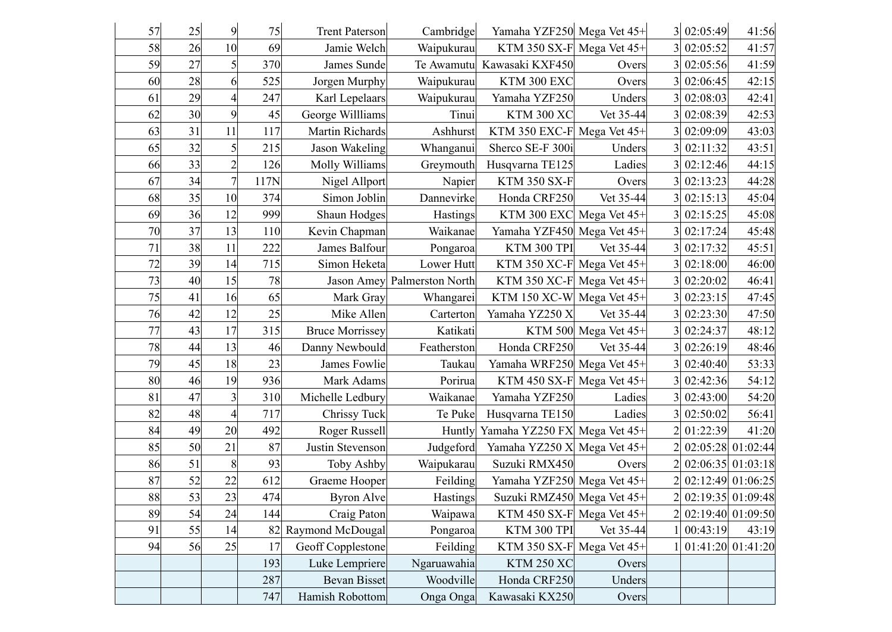| | | | | | | | | | | |
|---|---|---|---|---|---|---|---|---|---|---|
| 57 | 25 | 9 | 75 | Trent Paterson | Cambridge | Yamaha YZF250 | Mega Vet 45+ | 3 | 02:05:49 | 41:56 |
| 58 | 26 | 10 | 69 | Jamie Welch | Waipukurau | KTM 350 SX-F | Mega Vet 45+ | 3 | 02:05:52 | 41:57 |
| 59 | 27 | 5 | 370 | James Sunde | Te Awamutu | Kawasaki KXF450 | Overs | 3 | 02:05:56 | 41:59 |
| 60 | 28 | 6 | 525 | Jorgen Murphy | Waipukurau | KTM 300 EXC | Overs | 3 | 02:06:45 | 42:15 |
| 61 | 29 | 4 | 247 | Karl Lepelaars | Waipukurau | Yamaha YZF250 | Unders | 3 | 02:08:03 | 42:41 |
| 62 | 30 | 9 | 45 | George Willliams | Tinui | KTM 300 XC | Vet 35-44 | 3 | 02:08:39 | 42:53 |
| 63 | 31 | 11 | 117 | Martin Richards | Ashhurst | KTM 350 EXC-F | Mega Vet 45+ | 3 | 02:09:09 | 43:03 |
| 65 | 32 | 5 | 215 | Jason Wakeling | Whanganui | Sherco SE-F 300i | Unders | 3 | 02:11:32 | 43:51 |
| 66 | 33 | 2 | 126 | Molly Williams | Greymouth | Husqvarna TE125 | Ladies | 3 | 02:12:46 | 44:15 |
| 67 | 34 | 7 | 117N | Nigel Allport | Napier | KTM 350 SX-F | Overs | 3 | 02:13:23 | 44:28 |
| 68 | 35 | 10 | 374 | Simon Joblin | Dannevirke | Honda CRF250 | Vet 35-44 | 3 | 02:15:13 | 45:04 |
| 69 | 36 | 12 | 999 | Shaun Hodges | Hastings | KTM 300 EXC | Mega Vet 45+ | 3 | 02:15:25 | 45:08 |
| 70 | 37 | 13 | 110 | Kevin Chapman | Waikanae | Yamaha YZF450 | Mega Vet 45+ | 3 | 02:17:24 | 45:48 |
| 71 | 38 | 11 | 222 | James Balfour | Pongaroa | KTM 300 TPI | Vet 35-44 | 3 | 02:17:32 | 45:51 |
| 72 | 39 | 14 | 715 | Simon Heketa | Lower Hutt | KTM 350 XC-F | Mega Vet 45+ | 3 | 02:18:00 | 46:00 |
| 73 | 40 | 15 | 78 | Jason Amey | Palmerston North | KTM 350 XC-F | Mega Vet 45+ | 3 | 02:20:02 | 46:41 |
| 75 | 41 | 16 | 65 | Mark Gray | Whangarei | KTM 150 XC-W | Mega Vet 45+ | 3 | 02:23:15 | 47:45 |
| 76 | 42 | 12 | 25 | Mike Allen | Carterton | Yamaha YZ250 X | Vet 35-44 | 3 | 02:23:30 | 47:50 |
| 77 | 43 | 17 | 315 | Bruce Morrissey | Katikati | KTM 500 | Mega Vet 45+ | 3 | 02:24:37 | 48:12 |
| 78 | 44 | 13 | 46 | Danny Newbould | Featherston | Honda CRF250 | Vet 35-44 | 3 | 02:26:19 | 48:46 |
| 79 | 45 | 18 | 23 | James Fowlie | Taukau | Yamaha WRF250 | Mega Vet 45+ | 3 | 02:40:40 | 53:33 |
| 80 | 46 | 19 | 936 | Mark Adams | Porirua | KTM 450 SX-F | Mega Vet 45+ | 3 | 02:42:36 | 54:12 |
| 81 | 47 | 3 | 310 | Michelle Ledbury | Waikanae | Yamaha YZF250 | Ladies | 3 | 02:43:00 | 54:20 |
| 82 | 48 | 4 | 717 | Chrissy Tuck | Te Puke | Husqvarna TE150 | Ladies | 3 | 02:50:02 | 56:41 |
| 84 | 49 | 20 | 492 | Roger Russell | Huntly | Yamaha YZ250 FX | Mega Vet 45+ | 2 | 01:22:39 | 41:20 |
| 85 | 50 | 21 | 87 | Justin Stevenson | Judgeford | Yamaha YZ250 X | Mega Vet 45+ | 2 | 02:05:28 | 01:02:44 |
| 86 | 51 | 8 | 93 | Toby Ashby | Waipukarau | Suzuki RMX450 | Overs | 2 | 02:06:35 | 01:03:18 |
| 87 | 52 | 22 | 612 | Graeme Hooper | Feilding | Yamaha YZF250 | Mega Vet 45+ | 2 | 02:12:49 | 01:06:25 |
| 88 | 53 | 23 | 474 | Byron Alve | Hastings | Suzuki RMZ450 | Mega Vet 45+ | 2 | 02:19:35 | 01:09:48 |
| 89 | 54 | 24 | 144 | Craig Paton | Waipawa | KTM 450 SX-F | Mega Vet 45+ | 2 | 02:19:40 | 01:09:50 |
| 91 | 55 | 14 | 82 | Raymond McDougal | Pongaroa | KTM 300 TPI | Vet 35-44 | 1 | 00:43:19 | 43:19 |
| 94 | 56 | 25 | 17 | Geoff Copplestone | Feilding | KTM 350 SX-F | Mega Vet 45+ | 1 | 01:41:20 | 01:41:20 |
| | | | 193 | Luke Lempriere | Ngaruawahia | KTM 250 XC | Overs | | | |
| | | | 287 | Bevan Bisset | Woodville | Honda CRF250 | Unders | | | |
| | | | 747 | Hamish Robottom | Onga Onga | Kawasaki KX250 | Overs | | | |